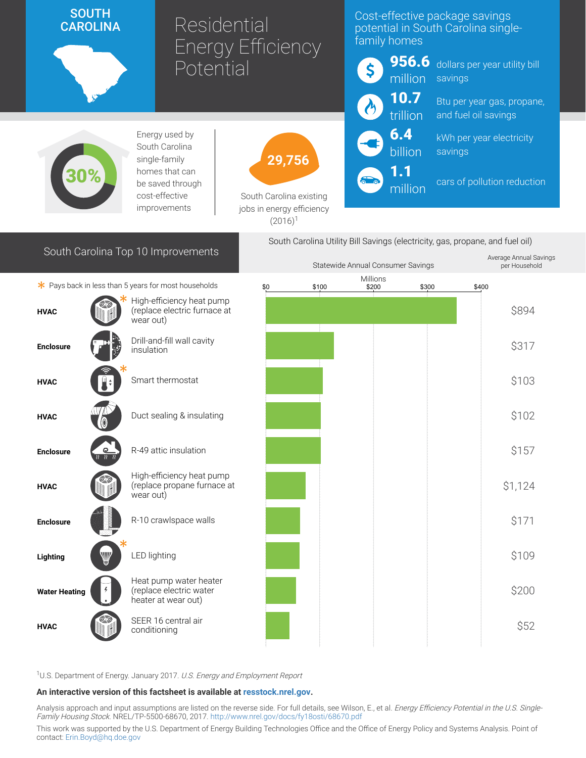# SOUTH CAROLINA

# Residential Energy Efficiency Potential

## Cost-effective package savings potential in South Carolina single-family homes

- **956.6 million** dollars per year utility bill savings
- **10.7 trillion** Btu per year gas, propane, and fuel oil savings
- **6.4 billion** kWh per year electricity savings
- **1.1 million** cars of pollution reduction

**30%** Energy used by South Carolina single-family homes that can be saved through cost-effective improvements

**29,756** South Carolina existing jobs in energy efficiency (2016)[1]

## South Carolina Top 10 Improvements

South Carolina Utility Bill Savings (electricity, gas, propane, and fuel oil)

\* Pays back in less than 5 years for most households

| Category | Improvement | Average Annual Savings per Household |
|---|---|---|
| HVAC | High-efficiency heat pump (replace electric furnace at wear out) * | $894 |
| Enclosure | Drill-and-fill wall cavity insulation | $317 |
| HVAC | Smart thermostat * | $103 |
| HVAC | Duct sealing & insulating | $102 |
| Enclosure | R-49 attic insulation | $157 |
| HVAC | High-efficiency heat pump (replace propane furnace at wear out) | $1,124 |
| Enclosure | R-10 crawlspace walls | $171 |
| Lighting | LED lighting * | $109 |
| Water Heating | Heat pump water heater (replace electric water heater at wear out) | $200 |
| HVAC | SEER 16 central air conditioning | $52 |

[1]U.S. Department of Energy. January 2017. *U.S. Energy and Employment Report*

**An interactive version of this factsheet is available at resstock.nrel.gov.**

Analysis approach and input assumptions are listed on the reverse side. For full details, see Wilson, E., et al. *Energy Efficiency Potential in the U.S. Single-Family Housing Stock.* NREL/TP-5500-68670, 2017. http://www.nrel.gov/docs/fy18osti/68670.pdf

This work was supported by the U.S. Department of Energy Building Technologies Office and the Office of Energy Policy and Systems Analysis. Point of contact: Erin.Boyd@hq.doe.gov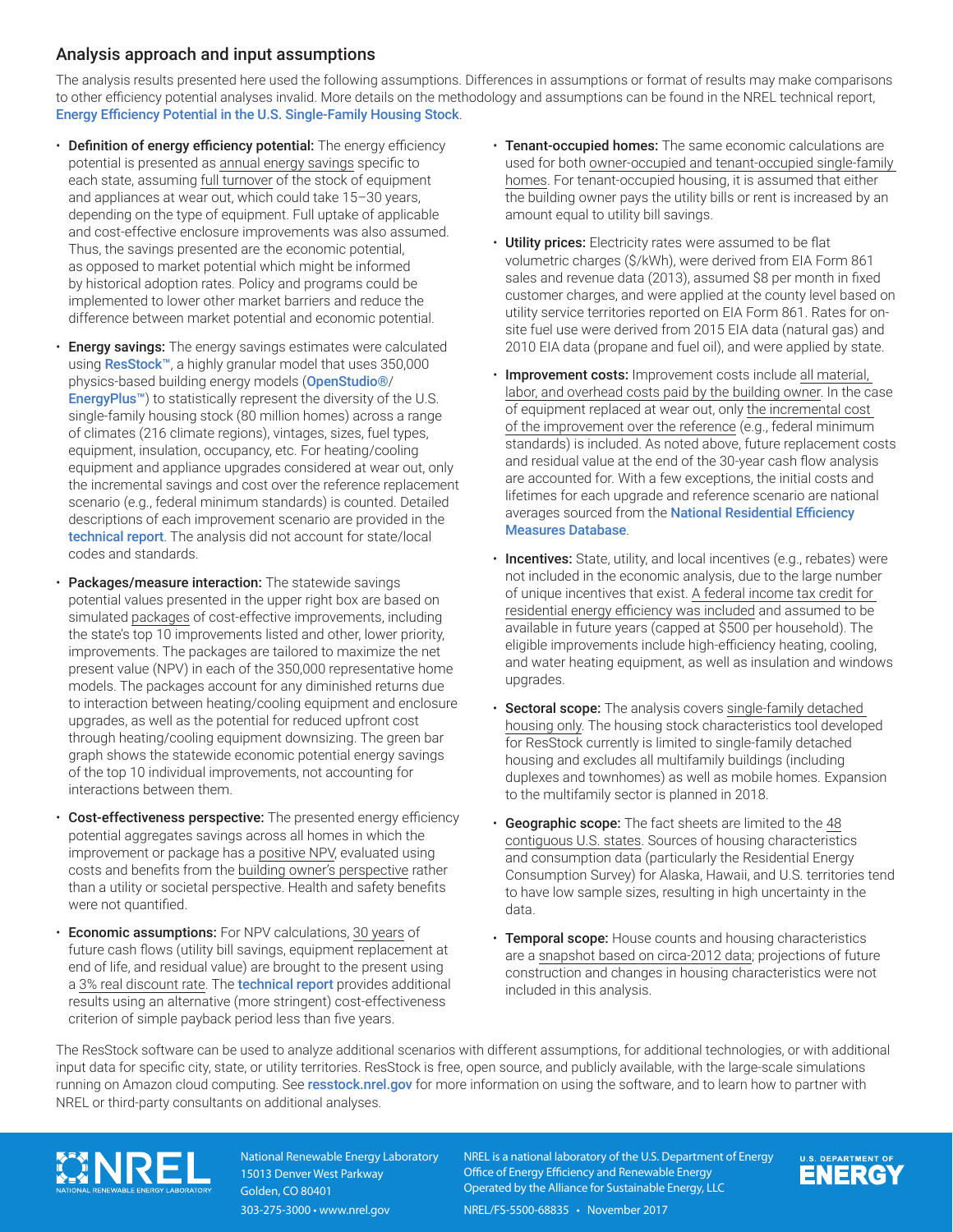## Analysis approach and input assumptions

The analysis results presented here used the following assumptions. Differences in assumptions or format of results may make comparisons to other efficiency potential analyses invalid. More details on the methodology and assumptions can be found in the NREL technical report, **Energy Efficiency Potential in the U.S. Single-Family Housing Stock**.

- **Definition of energy efficiency potential:** The energy efficiency potential is presented as annual energy savings specific to each state, assuming full turnover of the stock of equipment and appliances at wear out, which could take 15–30 years, depending on the type of equipment. Full uptake of applicable and cost-effective enclosure improvements was also assumed. Thus, the savings presented are the economic potential, as opposed to market potential which might be informed by historical adoption rates. Policy and programs could be implemented to lower other market barriers and reduce the difference between market potential and economic potential.
- **Energy savings:** The energy savings estimates were calculated using **ResStock™**, a highly granular model that uses 350,000 physics-based building energy models (**OpenStudio®/EnergyPlus™**) to statistically represent the diversity of the U.S. single-family housing stock (80 million homes) across a range of climates (216 climate regions), vintages, sizes, fuel types, equipment, insulation, occupancy, etc. For heating/cooling equipment and appliance upgrades considered at wear out, only the incremental savings and cost over the reference replacement scenario (e.g., federal minimum standards) is counted. Detailed descriptions of each improvement scenario are provided in the **technical report**. The analysis did not account for state/local codes and standards.
- **Packages/measure interaction:** The statewide savings potential values presented in the upper right box are based on simulated packages of cost-effective improvements, including the state's top 10 improvements listed and other, lower priority, improvements. The packages are tailored to maximize the net present value (NPV) in each of the 350,000 representative home models. The packages account for any diminished returns due to interaction between heating/cooling equipment and enclosure upgrades, as well as the potential for reduced upfront cost through heating/cooling equipment downsizing. The green bar graph shows the statewide economic potential energy savings of the top 10 individual improvements, not accounting for interactions between them.
- **Cost-effectiveness perspective:** The presented energy efficiency potential aggregates savings across all homes in which the improvement or package has a positive NPV, evaluated using costs and benefits from the building owner's perspective rather than a utility or societal perspective. Health and safety benefits were not quantified.
- **Economic assumptions:** For NPV calculations, 30 years of future cash flows (utility bill savings, equipment replacement at end of life, and residual value) are brought to the present using a 3% real discount rate. The **technical report** provides additional results using an alternative (more stringent) cost-effectiveness criterion of simple payback period less than five years.
- **Tenant-occupied homes:** The same economic calculations are used for both owner-occupied and tenant-occupied single-family homes. For tenant-occupied housing, it is assumed that either the building owner pays the utility bills or rent is increased by an amount equal to utility bill savings.
- **Utility prices:** Electricity rates were assumed to be flat volumetric charges ($/kWh), were derived from EIA Form 861 sales and revenue data (2013), assumed $8 per month in fixed customer charges, and were applied at the county level based on utility service territories reported on EIA Form 861. Rates for on-site fuel use were derived from 2015 EIA data (natural gas) and 2010 EIA data (propane and fuel oil), and were applied by state.
- **Improvement costs:** Improvement costs include all material, labor, and overhead costs paid by the building owner. In the case of equipment replaced at wear out, only the incremental cost of the improvement over the reference (e.g., federal minimum standards) is included. As noted above, future replacement costs and residual value at the end of the 30-year cash flow analysis are accounted for. With a few exceptions, the initial costs and lifetimes for each upgrade and reference scenario are national averages sourced from the **National Residential Efficiency Measures Database**.
- **Incentives:** State, utility, and local incentives (e.g., rebates) were not included in the economic analysis, due to the large number of unique incentives that exist. A federal income tax credit for residential energy efficiency was included and assumed to be available in future years (capped at $500 per household). The eligible improvements include high-efficiency heating, cooling, and water heating equipment, as well as insulation and windows upgrades.
- **Sectoral scope:** The analysis covers single-family detached housing only. The housing stock characteristics tool developed for ResStock currently is limited to single-family detached housing and excludes all multifamily buildings (including duplexes and townhomes) as well as mobile homes. Expansion to the multifamily sector is planned in 2018.
- **Geographic scope:** The fact sheets are limited to the 48 contiguous U.S. states. Sources of housing characteristics and consumption data (particularly the Residential Energy Consumption Survey) for Alaska, Hawaii, and U.S. territories tend to have low sample sizes, resulting in high uncertainty in the data.
- **Temporal scope:** House counts and housing characteristics are a snapshot based on circa-2012 data; projections of future construction and changes in housing characteristics were not included in this analysis.

The ResStock software can be used to analyze additional scenarios with different assumptions, for additional technologies, or with additional input data for specific city, state, or utility territories. ResStock is free, open source, and publicly available, with the large-scale simulations running on Amazon cloud computing. See **resstock.nrel.gov** for more information on using the software, and to learn how to partner with NREL or third-party consultants on additional analyses.

NREL
NATIONAL RENEWABLE ENERGY LABORATORY

National Renewable Energy Laboratory
15013 Denver West Parkway
Golden, CO 80401
303-275-3000 • www.nrel.gov

NREL is a national laboratory of the U.S. Department of Energy
Office of Energy Efficiency and Renewable Energy
Operated by the Alliance for Sustainable Energy, LLC

NREL/FS-5500-68835 • November 2017

U.S. DEPARTMENT OF ENERGY